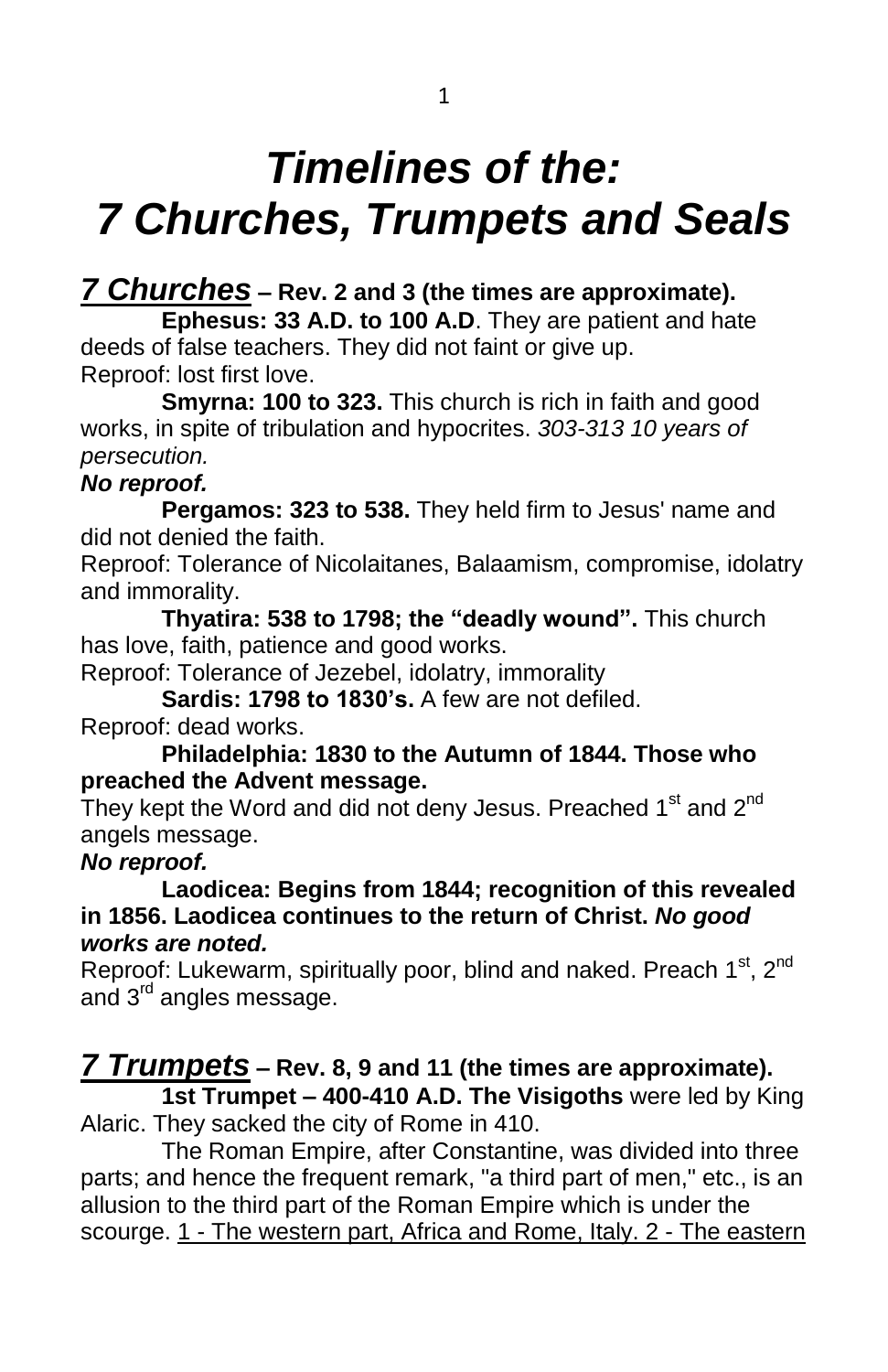# *Timelines of the: 7 Churches, Trumpets and Seals*

## *7 Churches* – Rev. 2 and 3 (the times are approximate).

**Ephesus: 33 A.D. to 100 A.D**. They are patient and hate deeds of false teachers. They did not faint or give up.
Reproof: lost first love.

**Smyrna: 100 to 323.** This church is rich in faith and good works, in spite of tribulation and hypocrites. *303-313 10 years of persecution.*
***No reproof.***

**Pergamos: 323 to 538.** They held firm to Jesus' name and did not denied the faith.
Reproof: Tolerance of Nicolaitanes, Balaamism, compromise, idolatry and immorality.

**Thyatira: 538 to 1798; the "deadly wound".** This church has love, faith, patience and good works.
Reproof: Tolerance of Jezebel, idolatry, immorality

**Sardis: 1798 to 1830's.** A few are not defiled.
Reproof: dead works.

**Philadelphia: 1830 to the Autumn of 1844. Those who preached the Advent message.**
They kept the Word and did not deny Jesus. Preached 1st and 2nd angels message.
***No reproof.***

**Laodicea: Begins from 1844; recognition of this revealed in 1856. Laodicea continues to the return of Christ. *No good works are noted.***
Reproof: Lukewarm, spiritually poor, blind and naked. Preach 1st, 2nd and 3rd angles message.

## *7 Trumpets* – Rev. 8, 9 and 11 (the times are approximate).

**1st Trumpet – 400-410 A.D. The Visigoths** were led by King Alaric. They sacked the city of Rome in 410.

The Roman Empire, after Constantine, was divided into three parts; and hence the frequent remark, "a third part of men," etc., is an allusion to the third part of the Roman Empire which is under the scourge. <u>1 - The western part, Africa and Rome, Italy. 2 - The eastern</u>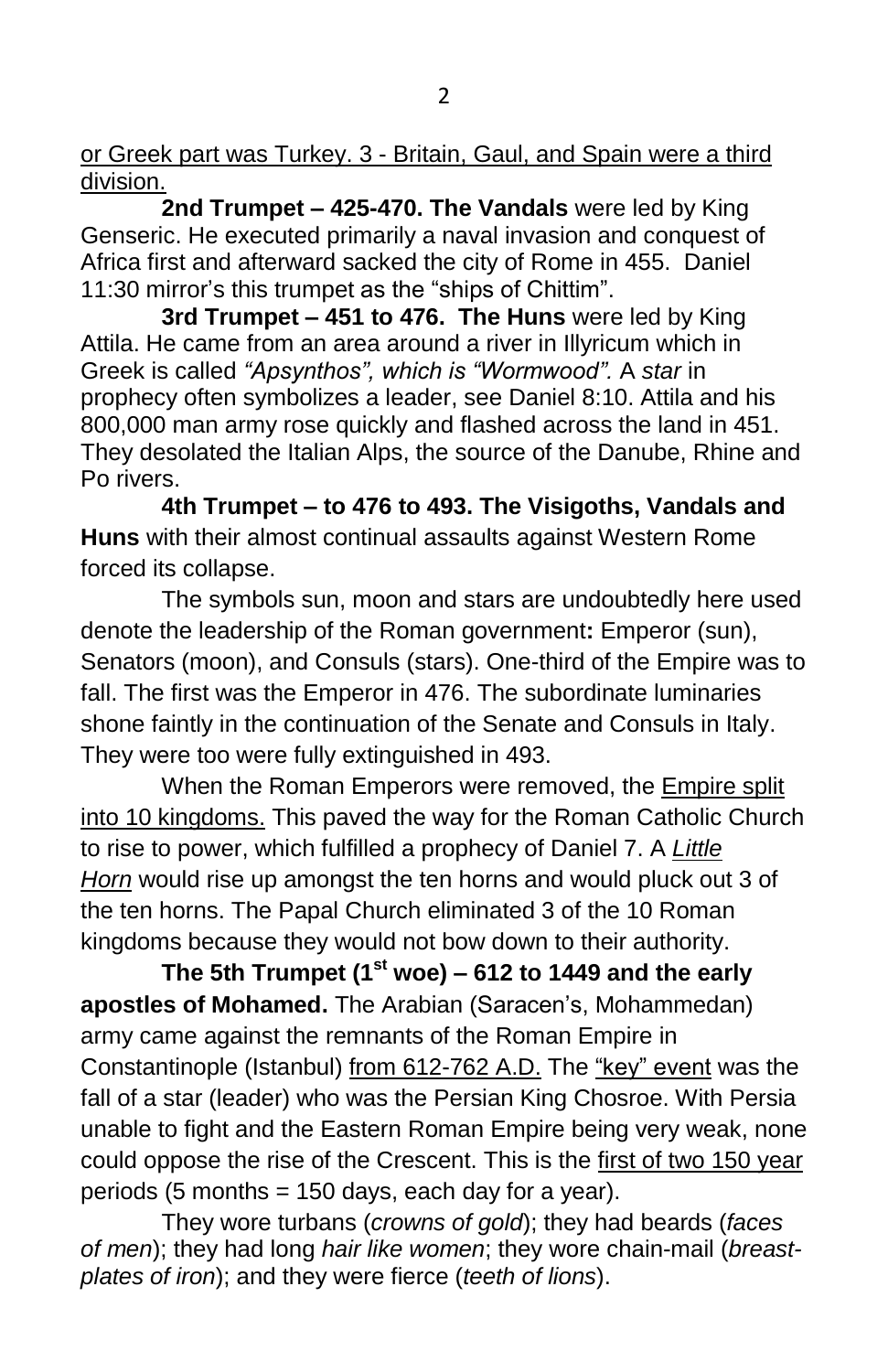<u>or Greek part was Turkey. 3 - Britain, Gaul, and Spain were a third division.</u>

**2nd Trumpet – 425-470. The Vandals** were led by King Genseric. He executed primarily a naval invasion and conquest of Africa first and afterward sacked the city of Rome in 455. Daniel 11:30 mirror's this trumpet as the "ships of Chittim".

**3rd Trumpet – 451 to 476. The Huns** were led by King Attila. He came from an area around a river in Illyricum which in Greek is called *"Apsynthos", which is "Wormwood".* A *star* in prophecy often symbolizes a leader, see Daniel 8:10. Attila and his 800,000 man army rose quickly and flashed across the land in 451. They desolated the Italian Alps, the source of the Danube, Rhine and Po rivers.

**4th Trumpet – to 476 to 493. The Visigoths, Vandals and Huns** with their almost continual assaults against Western Rome forced its collapse.

The symbols sun, moon and stars are undoubtedly here used denote the leadership of the Roman government**:** Emperor (sun), Senators (moon), and Consuls (stars). One-third of the Empire was to fall. The first was the Emperor in 476. The subordinate luminaries shone faintly in the continuation of the Senate and Consuls in Italy. They were too were fully extinguished in 493.

When the Roman Emperors were removed, the <u>Empire split into 10 kingdoms.</u> This paved the way for the Roman Catholic Church to rise to power, which fulfilled a prophecy of Daniel 7. A <u>*Little Horn*</u> would rise up amongst the ten horns and would pluck out 3 of the ten horns. The Papal Church eliminated 3 of the 10 Roman kingdoms because they would not bow down to their authority.

**The 5th Trumpet (1st woe) – 612 to 1449 and the early apostles of Mohamed.** The Arabian (Saracen's, Mohammedan) army came against the remnants of the Roman Empire in Constantinople (Istanbul) <u>from 612-762 A.D.</u> The <u>"key" event</u> was the fall of a star (leader) who was the Persian King Chosroe. With Persia unable to fight and the Eastern Roman Empire being very weak, none could oppose the rise of the Crescent. This is the <u>first of two 150 year</u> periods (5 months = 150 days, each day for a year).

They wore turbans (*crowns of gold*); they had beards (*faces of men*); they had long *hair like women*; they wore chain-mail (*breast-plates of iron*); and they were fierce (*teeth of lions*).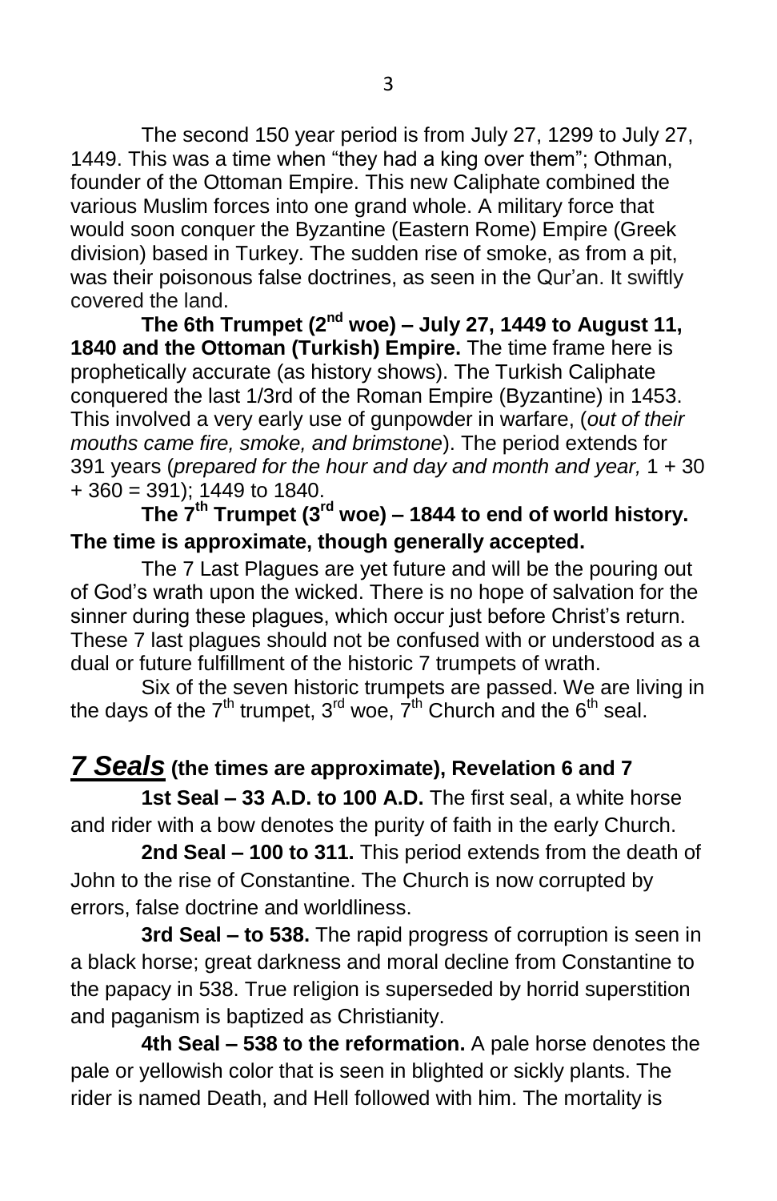The second 150 year period is from July 27, 1299 to July 27, 1449. This was a time when “they had a king over them”; Othman, founder of the Ottoman Empire. This new Caliphate combined the various Muslim forces into one grand whole. A military force that would soon conquer the Byzantine (Eastern Rome) Empire (Greek division) based in Turkey. The sudden rise of smoke, as from a pit, was their poisonous false doctrines, as seen in the Qur’an. It swiftly covered the land.

**The 6th Trumpet (2nd woe) – July 27, 1449 to August 11, 1840 and the Ottoman (Turkish) Empire.** The time frame here is prophetically accurate (as history shows). The Turkish Caliphate conquered the last 1/3rd of the Roman Empire (Byzantine) in 1453. This involved a very early use of gunpowder in warfare, (*out of their mouths came fire, smoke, and brimstone*). The period extends for 391 years (*prepared for the hour and day and month and year,* 1 + 30 + 360 = 391); 1449 to 1840.

**The 7th Trumpet (3rd woe) – 1844 to end of world history. The time is approximate, though generally accepted.**

The 7 Last Plagues are yet future and will be the pouring out of God’s wrath upon the wicked. There is no hope of salvation for the sinner during these plagues, which occur just before Christ’s return. These 7 last plagues should not be confused with or understood as a dual or future fulfillment of the historic 7 trumpets of wrath.

Six of the seven historic trumpets are passed. We are living in the days of the 7th trumpet, 3rd woe, 7th Church and the 6th seal.

## ***7 Seals*** **(the times are approximate), Revelation 6 and 7**

**1st Seal – 33 A.D. to 100 A.D.** The first seal, a white horse and rider with a bow denotes the purity of faith in the early Church.

**2nd Seal – 100 to 311.** This period extends from the death of John to the rise of Constantine. The Church is now corrupted by errors, false doctrine and worldliness.

**3rd Seal – to 538.** The rapid progress of corruption is seen in a black horse; great darkness and moral decline from Constantine to the papacy in 538. True religion is superseded by horrid superstition and paganism is baptized as Christianity.

**4th Seal – 538 to the reformation.** A pale horse denotes the pale or yellowish color that is seen in blighted or sickly plants. The rider is named Death, and Hell followed with him. The mortality is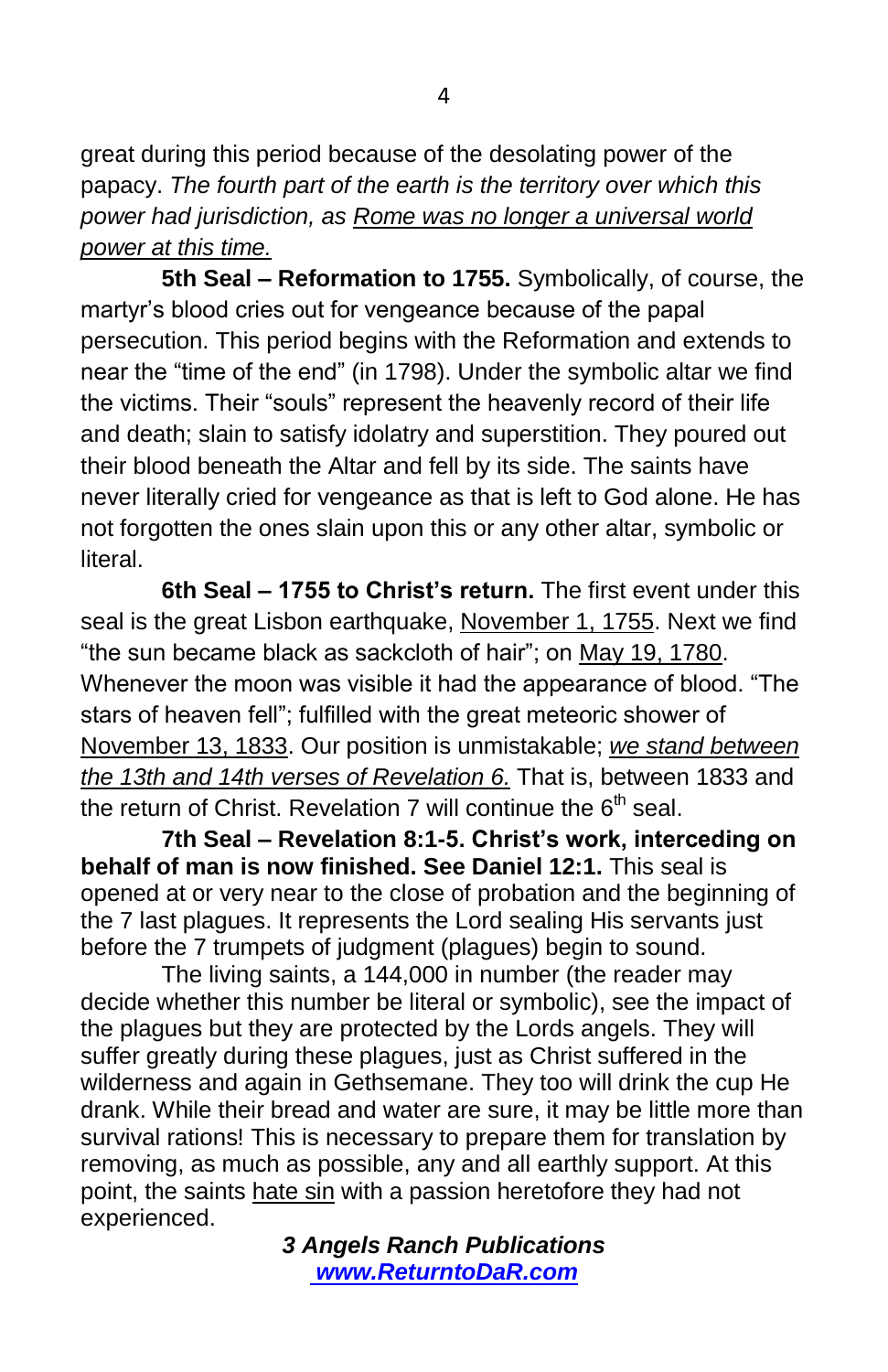great during this period because of the desolating power of the papacy. *The fourth part of the earth is the territory over which this power had jurisdiction, as Rome was no longer a universal world power at this time.*

**5th Seal – Reformation to 1755.** Symbolically, of course, the martyr's blood cries out for vengeance because of the papal persecution. This period begins with the Reformation and extends to near the "time of the end" (in 1798). Under the symbolic altar we find the victims. Their "souls" represent the heavenly record of their life and death; slain to satisfy idolatry and superstition. They poured out their blood beneath the Altar and fell by its side. The saints have never literally cried for vengeance as that is left to God alone. He has not forgotten the ones slain upon this or any other altar, symbolic or literal.

**6th Seal – 1755 to Christ's return.** The first event under this seal is the great Lisbon earthquake, November 1, 1755. Next we find "the sun became black as sackcloth of hair"; on May 19, 1780. Whenever the moon was visible it had the appearance of blood. "The stars of heaven fell"; fulfilled with the great meteoric shower of November 13, 1833. Our position is unmistakable; *we stand between the 13th and 14th verses of Revelation 6.* That is, between 1833 and the return of Christ. Revelation 7 will continue the 6th seal.

**7th Seal – Revelation 8:1-5. Christ's work, interceding on behalf of man is now finished. See Daniel 12:1.** This seal is opened at or very near to the close of probation and the beginning of the 7 last plagues. It represents the Lord sealing His servants just before the 7 trumpets of judgment (plagues) begin to sound.

The living saints, a 144,000 in number (the reader may decide whether this number be literal or symbolic), see the impact of the plagues but they are protected by the Lords angels. They will suffer greatly during these plagues, just as Christ suffered in the wilderness and again in Gethsemane. They too will drink the cup He drank. While their bread and water are sure, it may be little more than survival rations! This is necessary to prepare them for translation by removing, as much as possible, any and all earthly support. At this point, the saints hate sin with a passion heretofore they had not experienced.

***3 Angels Ranch Publications***
***www.ReturntoDaR.com***